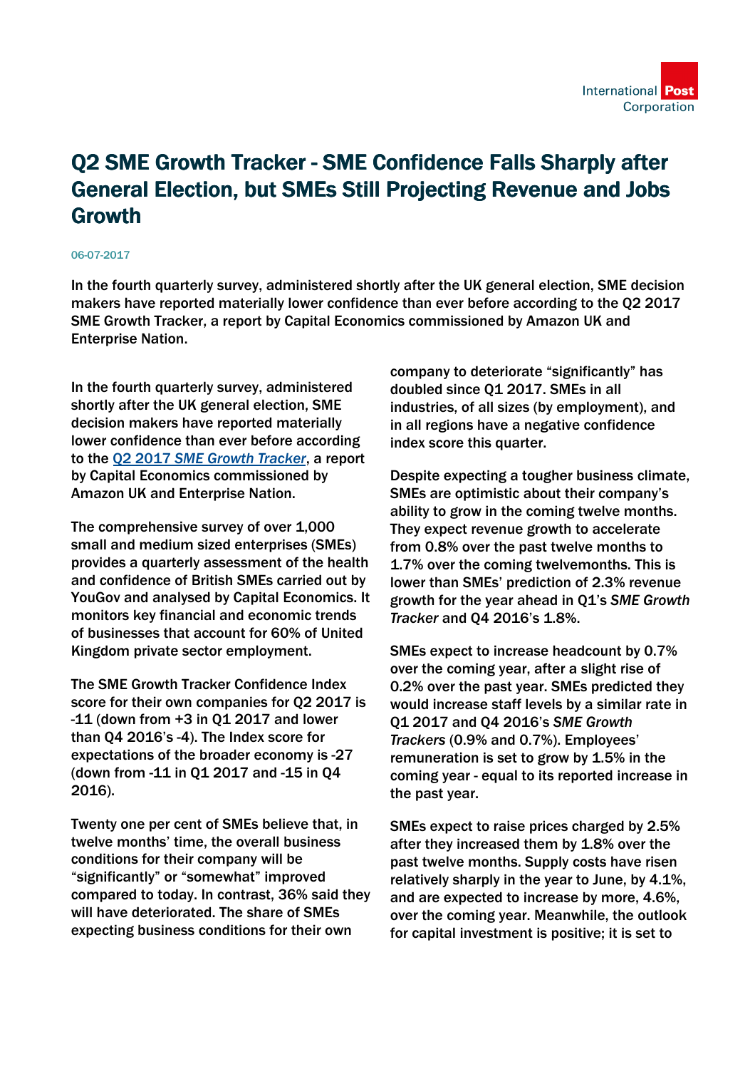# Q2 SME Growth Tracker - SME Confidence Falls Sharply after General Election, but SMEs Still Projecting Revenue and Jobs Growth

06-07-2017

**In the fourth quarterly survey, administered shortly after the UK general election, SME decision makers have reported materially lower confidence than ever before according to the Q2 2017 SME Growth Tracker, a report by Capital Economics commissioned by Amazon UK and Enterprise Nation.**

In the fourth quarterly survey, administered shortly after the UK general election, SME decision makers have reported materially lower confidence than ever before according to the [Q2 2017 *SME Growth Tracker*](), a report by Capital Economics commissioned by Amazon UK and Enterprise Nation.

The comprehensive survey of over 1,000 small and medium sized enterprises (SMEs) provides a quarterly assessment of the health and confidence of British SMEs carried out by YouGov and analysed by Capital Economics. It monitors key financial and economic trends of businesses that account for 60% of United Kingdom private sector employment.

The SME Growth Tracker Confidence Index score for their own companies for Q2 2017 is -11 (down from +3 in Q1 2017 and lower than Q4 2016's -4). The Index score for expectations of the broader economy is -27 (down from -11 in Q1 2017 and -15 in Q4 2016).

Twenty one per cent of SMEs believe that, in twelve months' time, the overall business conditions for their company will be "significantly" or "somewhat" improved compared to today. In contrast, 36% said they will have deteriorated. The share of SMEs expecting business conditions for their own company to deteriorate "significantly" has doubled since Q1 2017. SMEs in all industries, of all sizes (by employment), and in all regions have a negative confidence index score this quarter.

Despite expecting a tougher business climate, SMEs are optimistic about their company's ability to grow in the coming twelve months. They expect revenue growth to accelerate from 0.8% over the past twelve months to 1.7% over the coming twelvemonths. This is lower than SMEs' prediction of 2.3% revenue growth for the year ahead in Q1's *SME Growth Tracker* and Q4 2016's 1.8%.

SMEs expect to increase headcount by 0.7% over the coming year, after a slight rise of 0.2% over the past year. SMEs predicted they would increase staff levels by a similar rate in Q1 2017 and Q4 2016's *SME Growth Trackers* (0.9% and 0.7%). Employees' remuneration is set to grow by 1.5% in the coming year - equal to its reported increase in the past year.

SMEs expect to raise prices charged by 2.5% after they increased them by 1.8% over the past twelve months. Supply costs have risen relatively sharply in the year to June, by 4.1%, and are expected to increase by more, 4.6%, over the coming year. Meanwhile, the outlook for capital investment is positive; it is set to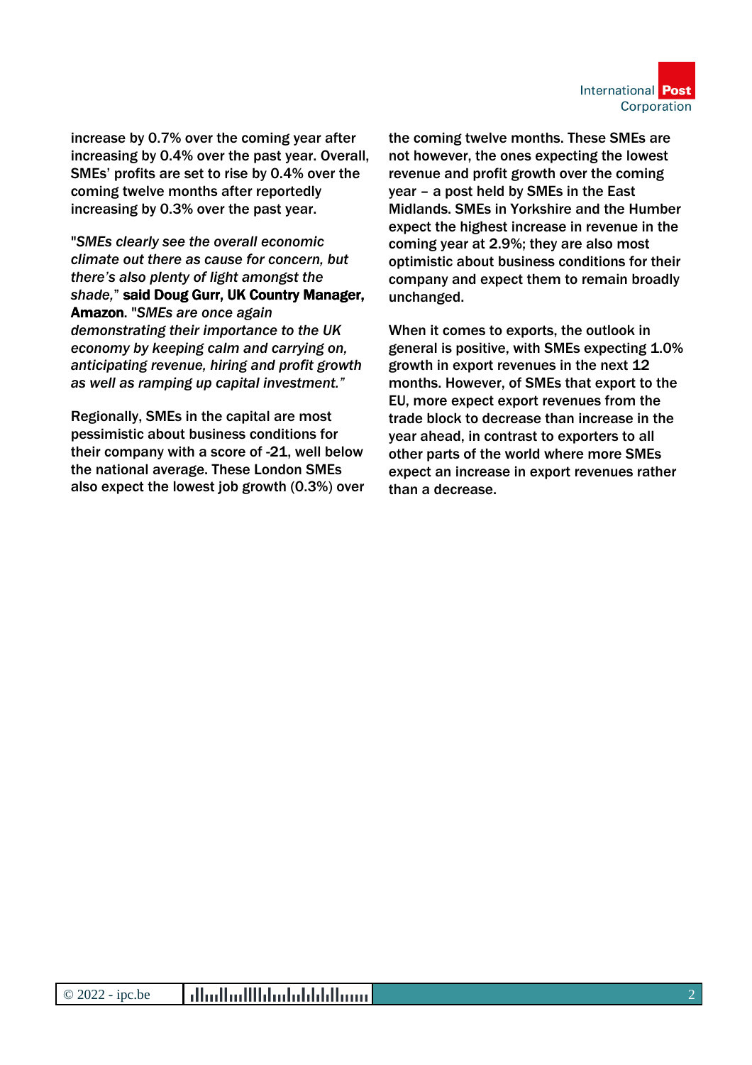increase by 0.7% over the coming year after increasing by 0.4% over the past year. Overall, SMEs' profits are set to rise by 0.4% over the coming twelve months after reportedly increasing by 0.3% over the past year.

"*SMEs clearly see the overall economic climate out there as cause for concern, but there's also plenty of light amongst the shade,*" **said Doug Gurr, UK Country Manager, Amazon**. "*SMEs are once again demonstrating their importance to the UK economy by keeping calm and carrying on, anticipating revenue, hiring and profit growth as well as ramping up capital investment.*"

Regionally, SMEs in the capital are most pessimistic about business conditions for their company with a score of -21, well below the national average. These London SMEs also expect the lowest job growth (0.3%) over the coming twelve months. These SMEs are not however, the ones expecting the lowest revenue and profit growth over the coming year – a post held by SMEs in the East Midlands. SMEs in Yorkshire and the Humber expect the highest increase in revenue in the coming year at 2.9%; they are also most optimistic about business conditions for their company and expect them to remain broadly unchanged.

When it comes to exports, the outlook in general is positive, with SMEs expecting 1.0% growth in export revenues in the next 12 months. However, of SMEs that export to the EU, more expect export revenues from the trade block to decrease than increase in the year ahead, in contrast to exporters to all other parts of the world where more SMEs expect an increase in export revenues rather than a decrease.